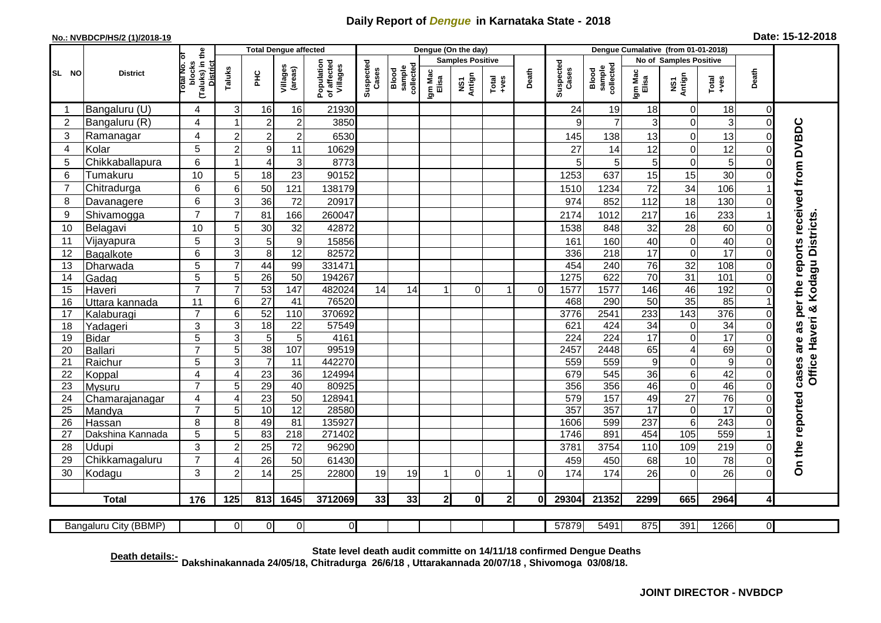# Daily Report of *Dengue* in Karnataka State - 2018

**No.: NVBDCP/HS/2 (1)/2018-19**

**Date: 15-12-2018**

| SL NO | District | Total No. of blocks (Taluks) in the District | Total Dengue affected | | | | Dengue (On the day) | | | | | | | Dengue Cumalative (from 01-01-2018) | | | | | | | |
|---|---|---|---|---|---|---|---|---|---|---|---|---|---|---|---|---|---|---|---|---|
| | | | Taluks | PHC | Villages (areas) | Population of affected Villages | Suspected Cases | Blood sample collected | Samples Positive | | | Death | Suspected Cases | Blood sample collected | No of Samples Positive | | | Death | |
| | | | | | | | | | Igm Mac Elisa | NS1 Antign | Total +ves | | | | Igm Mac Elisa | NS1 Antign | Total +ves | | |
| 1 | Bangaluru (U) | 4 | 3 | 16 | 16 | 21930 | | | | | | | 24 | 19 | 18 | 0 | 18 | 0 | On the reported cases are as per the reports received from DVBDC Office Haveri & Kodagu Districts. |
| 2 | Bangaluru (R) | 4 | 1 | 2 | 2 | 3850 | | | | | | | 9 | 7 | 3 | 0 | 3 | 0 | |
| 3 | Ramanagar | 4 | 2 | 2 | 2 | 6530 | | | | | | | 145 | 138 | 13 | 0 | 13 | 0 | |
| 4 | Kolar | 5 | 2 | 9 | 11 | 10629 | | | | | | | 27 | 14 | 12 | 0 | 12 | 0 | |
| 5 | Chikkaballapura | 6 | 1 | 4 | 3 | 8773 | | | | | | | 5 | 5 | 5 | 0 | 5 | 0 | |
| 6 | Tumakuru | 10 | 5 | 18 | 23 | 90152 | | | | | | | 1253 | 637 | 15 | 15 | 30 | 0 | |
| 7 | Chitradurga | 6 | 6 | 50 | 121 | 138179 | | | | | | | 1510 | 1234 | 72 | 34 | 106 | 1 | |
| 8 | Davanagere | 6 | 3 | 36 | 72 | 20917 | | | | | | | 974 | 852 | 112 | 18 | 130 | 0 | |
| 9 | Shivamogga | 7 | 7 | 81 | 166 | 260047 | | | | | | | 2174 | 1012 | 217 | 16 | 233 | 1 | |
| 10 | Belagavi | 10 | 5 | 30 | 32 | 42872 | | | | | | | 1538 | 848 | 32 | 28 | 60 | 0 | |
| 11 | Vijayapura | 5 | 3 | 5 | 9 | 15856 | | | | | | | 161 | 160 | 40 | 0 | 40 | 0 | |
| 12 | Bagalkote | 6 | 3 | 8 | 12 | 82572 | | | | | | | 336 | 218 | 17 | 0 | 17 | 0 | |
| 13 | Dharwada | 5 | 7 | 44 | 99 | 331471 | | | | | | | 454 | 240 | 76 | 32 | 108 | 0 | |
| 14 | Gadag | 5 | 5 | 26 | 50 | 194267 | | | | | | | 1275 | 622 | 70 | 31 | 101 | 0 | |
| 15 | Haveri | 7 | 7 | 53 | 147 | 482024 | 14 | 14 | 1 | 0 | 1 | 0 | 1577 | 1577 | 146 | 46 | 192 | 0 | |
| 16 | Uttara kannada | 11 | 6 | 27 | 41 | 76520 | | | | | | | 468 | 290 | 50 | 35 | 85 | 1 | |
| 17 | Kalaburagi | 7 | 6 | 52 | 110 | 370692 | | | | | | | 3776 | 2541 | 233 | 143 | 376 | 0 | |
| 18 | Yadageri | 3 | 3 | 18 | 22 | 57549 | | | | | | | 621 | 424 | 34 | 0 | 34 | 0 | |
| 19 | Bidar | 5 | 3 | 5 | 5 | 4161 | | | | | | | 224 | 224 | 17 | 0 | 17 | 0 | |
| 20 | Ballari | 7 | 5 | 38 | 107 | 99519 | | | | | | | 2457 | 2448 | 65 | 4 | 69 | 0 | |
| 21 | Raichur | 5 | 3 | 7 | 11 | 442270 | | | | | | | 559 | 559 | 9 | 0 | 9 | 0 | |
| 22 | Koppal | 4 | 4 | 23 | 36 | 124994 | | | | | | | 679 | 545 | 36 | 6 | 42 | 0 | |
| 23 | Mysuru | 7 | 5 | 29 | 40 | 80925 | | | | | | | 356 | 356 | 46 | 0 | 46 | 0 | |
| 24 | Chamarajanagar | 4 | 4 | 23 | 50 | 128941 | | | | | | | 579 | 157 | 49 | 27 | 76 | 0 | |
| 25 | Mandya | 7 | 5 | 10 | 12 | 28580 | | | | | | | 357 | 357 | 17 | 0 | 17 | 0 | |
| 26 | Hassan | 8 | 8 | 49 | 81 | 135927 | | | | | | | 1606 | 599 | 237 | 6 | 243 | 0 | |
| 27 | Dakshina Kannada | 5 | 5 | 83 | 218 | 271402 | | | | | | | 1746 | 891 | 454 | 105 | 559 | 1 | |
| 28 | Udupi | 3 | 2 | 25 | 72 | 96290 | | | | | | | 3781 | 3754 | 110 | 109 | 219 | 0 | |
| 29 | Chikkamagaluru | 7 | 4 | 26 | 50 | 61430 | | | | | | | 459 | 450 | 68 | 10 | 78 | 0 | |
| 30 | Kodagu | 3 | 2 | 14 | 25 | 22800 | 19 | 19 | 1 | 0 | 1 | 0 | 174 | 174 | 26 | 0 | 26 | 0 | |
| | **Total** | **176** | **125** | **813** | **1645** | **3712069** | **33** | **33** | **2** | **0** | **2** | **0** | **29304** | **21352** | **2299** | **665** | **2964** | **4** | |
| | Bangaluru City (BBMP) | | 0 | 0 | 0 | 0 | | | | | | | 57879 | 5491 | 875 | 391 | 1266 | 0 | |

**Death details:-** State level death audit committe on 14/11/18 confirmed Dengue Deaths Dakshinakannada 24/05/18, Chitradurga 26/6/18 , Uttarakannada 20/07/18 , Shivomoga 03/08/18.

**JOINT DIRECTOR - NVBDCP**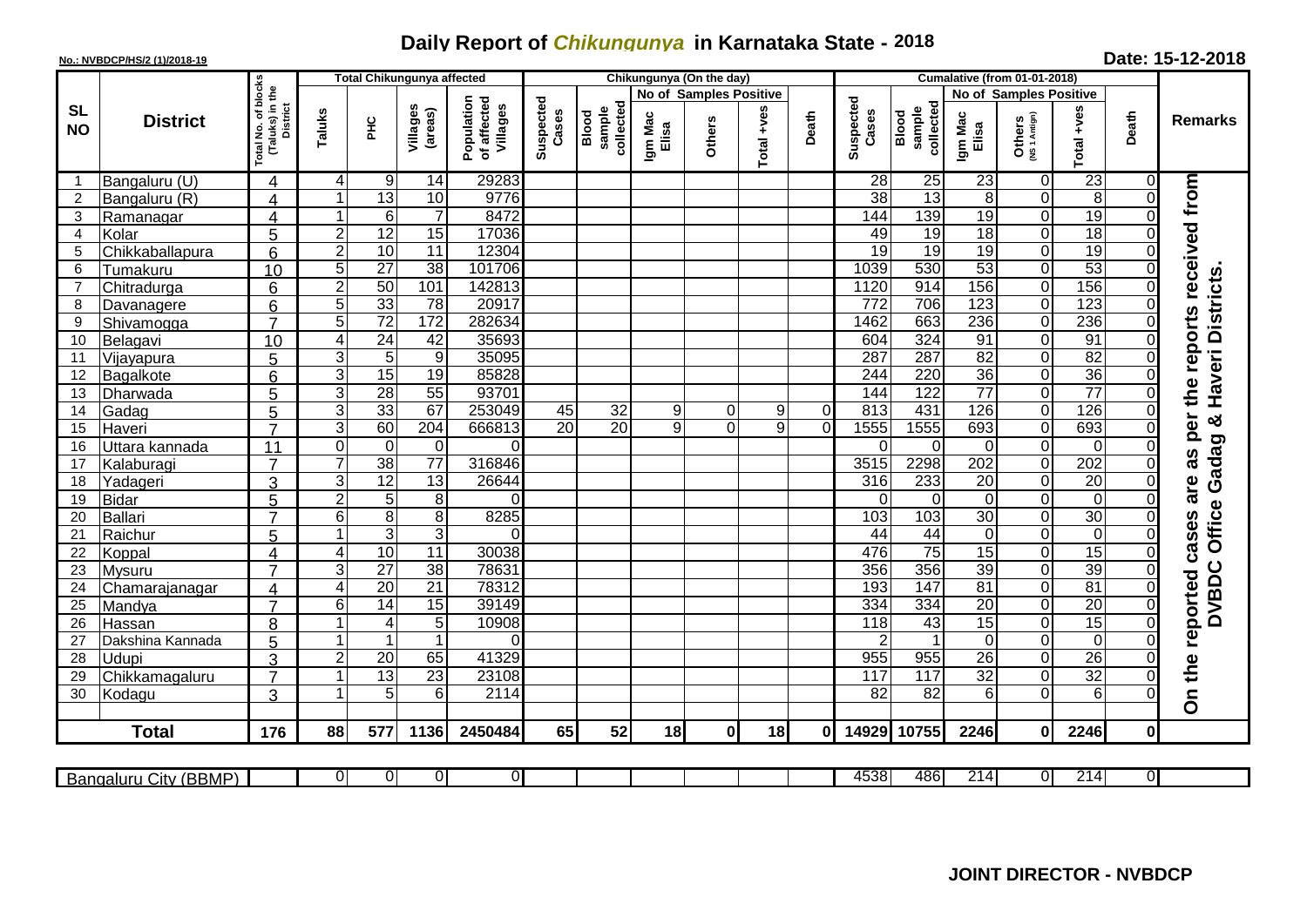# Daily Report of *Chikungunya* in Karnataka State - 2018

**No.: NVBDCP/HS/2 (1)/2018-19**

**Date: 15-12-2018**

| SL NO | District | Total No. of blocks (Taluks) in the District | Total Chikungunya affected | | | | Chikungunya (On the day) | | | | | | | Cumalative (from 01-01-2018) | | | | | | | Remarks |
|---|---|---|---|---|---|---|---|---|---|---|---|---|---|---|---|---|---|---|---|---|---|
| | | | Taluks | PHC | Villages (areas) | Population of affected Villages | Suspected Cases | Blood sample collected | No of Samples Positive | | | Death | Suspected Cases | Blood sample collected | No of Samples Positive | | | Death | |
| | | | | | | | | | Igm Mac Elisa | Others | Total +ves | | | | Igm Mac Elisa | Others (NS 1 Antign) | Total +ves | | |
| 1 | Bangaluru (U) | 4 | 4 | 9 | 14 | 29283 | | | | | | | 28 | 25 | 23 | 0 | 23 | 0 | On the reported cases are as per the reports received from DVBDC Office Gadag & Haveri Districts. |
| 2 | Bangaluru (R) | 4 | 1 | 13 | 10 | 9776 | | | | | | | 38 | 13 | 8 | 0 | 8 | 0 | |
| 3 | Ramanagar | 4 | 1 | 6 | 7 | 8472 | | | | | | | 144 | 139 | 19 | 0 | 19 | 0 | |
| 4 | Kolar | 5 | 2 | 12 | 15 | 17036 | | | | | | | 49 | 19 | 18 | 0 | 18 | 0 | |
| 5 | Chikkaballapura | 6 | 2 | 10 | 11 | 12304 | | | | | | | 19 | 19 | 19 | 0 | 19 | 0 | |
| 6 | Tumakuru | 10 | 5 | 27 | 38 | 101706 | | | | | | | 1039 | 530 | 53 | 0 | 53 | 0 | |
| 7 | Chitradurga | 6 | 2 | 50 | 101 | 142813 | | | | | | | 1120 | 914 | 156 | 0 | 156 | 0 | |
| 8 | Davanagere | 6 | 5 | 33 | 78 | 20917 | | | | | | | 772 | 706 | 123 | 0 | 123 | 0 | |
| 9 | Shivamogga | 7 | 5 | 72 | 172 | 282634 | | | | | | | 1462 | 663 | 236 | 0 | 236 | 0 | |
| 10 | Belagavi | 10 | 4 | 24 | 42 | 35693 | | | | | | | 604 | 324 | 91 | 0 | 91 | 0 | |
| 11 | Vijayapura | 5 | 3 | 5 | 9 | 35095 | | | | | | | 287 | 287 | 82 | 0 | 82 | 0 | |
| 12 | Bagalkote | 6 | 3 | 15 | 19 | 85828 | | | | | | | 244 | 220 | 36 | 0 | 36 | 0 | |
| 13 | Dharwada | 5 | 3 | 28 | 55 | 93701 | | | | | | | 144 | 122 | 77 | 0 | 77 | 0 | |
| 14 | Gadag | 5 | 3 | 33 | 67 | 253049 | 45 | 32 | 9 | 0 | 9 | 0 | 813 | 431 | 126 | 0 | 126 | 0 | |
| 15 | Haveri | 7 | 3 | 60 | 204 | 666813 | 20 | 20 | 9 | 0 | 9 | 0 | 1555 | 1555 | 693 | 0 | 693 | 0 | |
| 16 | Uttara kannada | 11 | 0 | 0 | 0 | 0 | | | | | | | 0 | 0 | 0 | 0 | 0 | 0 | |
| 17 | Kalaburagi | 7 | 7 | 38 | 77 | 316846 | | | | | | | 3515 | 2298 | 202 | 0 | 202 | 0 | |
| 18 | Yadageri | 3 | 3 | 12 | 13 | 26644 | | | | | | | 316 | 233 | 20 | 0 | 20 | 0 | |
| 19 | Bidar | 5 | 2 | 5 | 8 | 0 | | | | | | | 0 | 0 | 0 | 0 | 0 | 0 | |
| 20 | Ballari | 7 | 6 | 8 | 8 | 8285 | | | | | | | 103 | 103 | 30 | 0 | 30 | 0 | |
| 21 | Raichur | 5 | 1 | 3 | 3 | 0 | | | | | | | 44 | 44 | 0 | 0 | 0 | 0 | |
| 22 | Koppal | 4 | 4 | 10 | 11 | 30038 | | | | | | | 476 | 75 | 15 | 0 | 15 | 0 | |
| 23 | Mysuru | 7 | 3 | 27 | 38 | 78631 | | | | | | | 356 | 356 | 39 | 0 | 39 | 0 | |
| 24 | Chamarajanagar | 4 | 4 | 20 | 21 | 78312 | | | | | | | 193 | 147 | 81 | 0 | 81 | 0 | |
| 25 | Mandya | 7 | 6 | 14 | 15 | 39149 | | | | | | | 334 | 334 | 20 | 0 | 20 | 0 | |
| 26 | Hassan | 8 | 1 | 4 | 5 | 10908 | | | | | | | 118 | 43 | 15 | 0 | 15 | 0 | |
| 27 | Dakshina Kannada | 5 | 1 | 1 | 1 | 0 | | | | | | | 2 | 1 | 0 | 0 | 0 | 0 | |
| 28 | Udupi | 3 | 2 | 20 | 65 | 41329 | | | | | | | 955 | 955 | 26 | 0 | 26 | 0 | |
| 29 | Chikkamagaluru | 7 | 1 | 13 | 23 | 23108 | | | | | | | 117 | 117 | 32 | 0 | 32 | 0 | |
| 30 | Kodagu | 3 | 1 | 5 | 6 | 2114 | | | | | | | 82 | 82 | 6 | 0 | 6 | 0 | |
| | **Total** | **176** | **88** | **577** | **1136** | **2450484** | **65** | **52** | **18** | **0** | **18** | **0** | **14929** | **10755** | **2246** | **0** | **2246** | **0** | |

| | | | | | | | | | | | | | | | | | | |
|---|---|---|---|---|---|---|---|---|---|---|---|---|---|---|---|---|---|---|
| Bangaluru City (BBMP) | | 0 | 0 | 0 | 0 | | | | | | | 4538 | 486 | 214 | 0 | 214 | 0 | |

**JOINT DIRECTOR - NVBDCP**